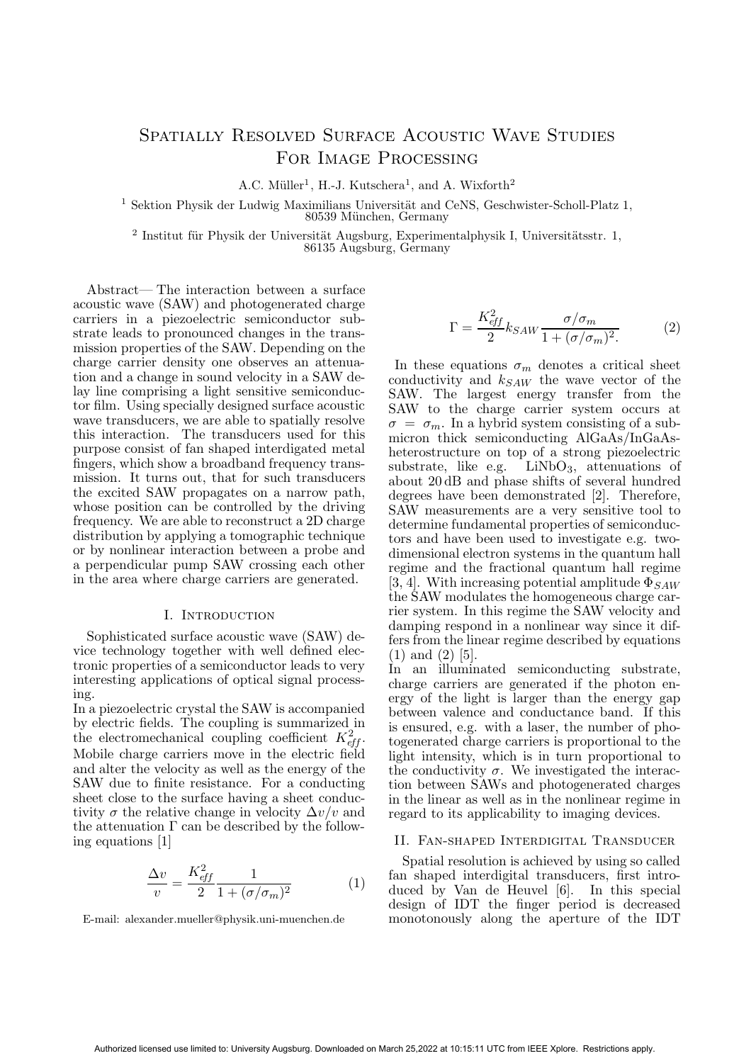# Spatially Resolved Surface Acoustic Wave Studies For Image Processing

A.C. Müller[1], H.-J. Kutschera[1], and A. Wixforth[2]

[1] Sektion Physik der Ludwig Maximilians Universität and CeNS, Geschwister-Scholl-Platz 1, 80539 München, Germany

[2] Institut für Physik der Universität Augsburg, Experimentalphysik I, Universitätsstr. 1, 86135 Augsburg, Germany

Abstract— The interaction between a surface acoustic wave (SAW) and photogenerated charge carriers in a piezoelectric semiconductor substrate leads to pronounced changes in the transmission properties of the SAW. Depending on the charge carrier density one observes an attenuation and a change in sound velocity in a SAW delay line comprising a light sensitive semiconductor film. Using specially designed surface acoustic wave transducers, we are able to spatially resolve this interaction. The transducers used for this purpose consist of fan shaped interdigated metal fingers, which show a broadband frequency transmission. It turns out, that for such transducers the excited SAW propagates on a narrow path, whose position can be controlled by the driving frequency. We are able to reconstruct a 2D charge distribution by applying a tomographic technique or by nonlinear interaction between a probe and a perpendicular pump SAW crossing each other in the area where charge carriers are generated.

## I. Introduction

Sophisticated surface acoustic wave (SAW) device technology together with well defined electronic properties of a semiconductor leads to very interesting applications of optical signal processing.

In a piezoelectric crystal the SAW is accompanied by electric fields. The coupling is summarized in the electromechanical coupling coefficient $K^2_{eff}$. Mobile charge carriers move in the electric field and alter the velocity as well as the energy of the SAW due to finite resistance. For a conducting sheet close to the surface having a sheet conductivity $\sigma$ the relative change in velocity $\Delta v/v$ and the attenuation $\Gamma$ can be described by the following equations [1]

$$\frac{\Delta v}{v} = \frac{K^2_{eff}}{2} \frac{1}{1+(\sigma/\sigma_m)^2} \tag{1}$$

$$\Gamma = \frac{K^2_{eff}}{2} k_{SAW} \frac{\sigma/\sigma_m}{1+(\sigma/\sigma_m)^2}. \tag{2}$$

In these equations $\sigma_m$ denotes a critical sheet conductivity and $k_{SAW}$ the wave vector of the SAW. The largest energy transfer from the SAW to the charge carrier system occurs at $\sigma = \sigma_m$. In a hybrid system consisting of a submicron thick semiconducting AlGaAs/InGaAs-heterostructure on top of a strong piezoelectric substrate, like e.g. $LiNbO_3$, attenuations of about 20 dB and phase shifts of several hundred degrees have been demonstrated [2]. Therefore, SAW measurements are a very sensitive tool to determine fundamental properties of semiconductors and have been used to investigate e.g. two-dimensional electron systems in the quantum hall regime and the fractional quantum hall regime [3, 4]. With increasing potential amplitude $\Phi_{SAW}$ the SAW modulates the homogeneous charge carrier system. In this regime the SAW velocity and damping respond in a nonlinear way since it differs from the linear regime described by equations (1) and (2) [5].

In an illuminated semiconducting substrate, charge carriers are generated if the photon energy of the light is larger than the energy gap between valence and conductance band. If this is ensured, e.g. with a laser, the number of photogenerated charge carriers is proportional to the light intensity, which is in turn proportional to the conductivity $\sigma$. We investigated the interaction between SAWs and photogenerated charges in the linear as well as in the nonlinear regime in regard to its applicability to imaging devices.

## II. Fan-shaped Interdigital Transducer

Spatial resolution is achieved by using so called fan shaped interdigital transducers, first introduced by Van de Heuvel [6]. In this special design of IDT the finger period is decreased monotonously along the aperture of the IDT

E-mail: alexander.mueller@physik.uni-muenchen.de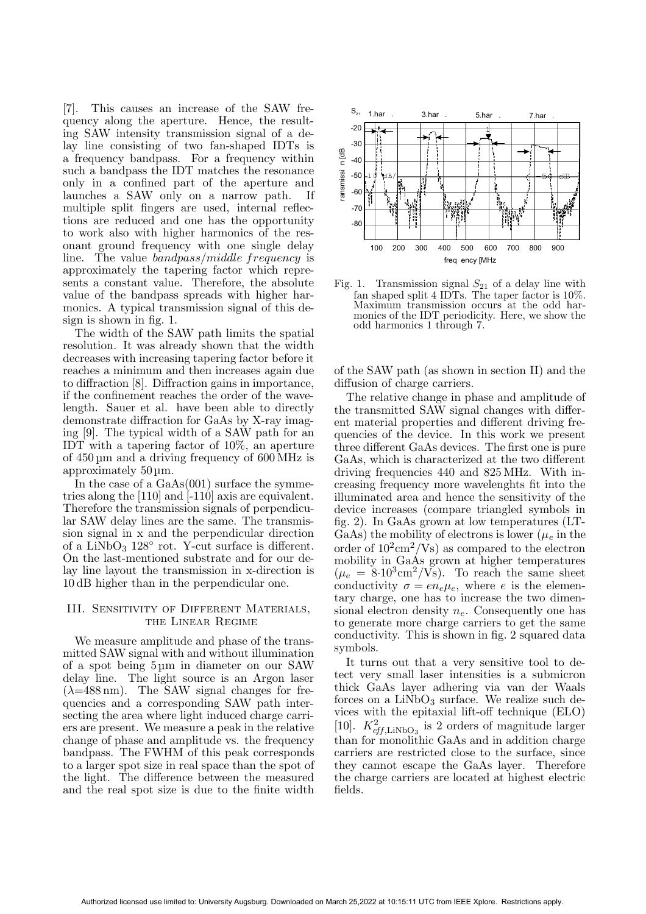[7]. This causes an increase of the SAW frequency along the aperture. Hence, the resulting SAW intensity transmission signal of a delay line consisting of two fan-shaped IDTs is a frequency bandpass. For a frequency within such a bandpass the IDT matches the resonance only in a confined part of the aperture and launches a SAW only on a narrow path. If multiple split fingers are used, internal reflections are reduced and one has the opportunity to work also with higher harmonics of the resonant ground frequency with one single delay line. The value *bandpass/middle frequency* is approximately the tapering factor which represents a constant value. Therefore, the absolute value of the bandpass spreads with higher harmonics. A typical transmission signal of this design is shown in fig. 1.

The width of the SAW path limits the spatial resolution. It was already shown that the width decreases with increasing tapering factor before it reaches a minimum and then increases again due to diffraction [8]. Diffraction gains in importance, if the confinement reaches the order of the wavelength. Sauer et al. have been able to directly demonstrate diffraction for GaAs by X-ray imaging [9]. The typical width of a SAW path for an IDT with a tapering factor of 10%, an aperture of 450 µm and a driving frequency of 600 MHz is approximately 50 µm.

In the case of a GaAs(001) surface the symmetries along the [110] and [-110] axis are equivalent. Therefore the transmission signals of perpendicular SAW delay lines are the same. The transmission signal in x and the perpendicular direction of a $LiNbO_3$ 128° rot. Y-cut surface is different. On the last-mentioned substrate and for our delay line layout the transmission in x-direction is 10 dB higher than in the perpendicular one.

## III. Sensitivity of Different Materials, the Linear Regime

We measure amplitude and phase of the transmitted SAW signal with and without illumination of a spot being 5 µm in diameter on our SAW delay line. The light source is an Argon laser ($\lambda$=488 nm). The SAW signal changes for frequencies and a corresponding SAW path intersecting the area where light induced charge carriers are present. We measure a peak in the relative change of phase and amplitude vs. the frequency bandpass. The FWHM of this peak corresponds to a larger spot size in real space than the spot of the light. The difference between the measured and the real spot size is due to the finite width of the SAW path (as shown in section II) and the diffusion of charge carriers.

Fig. 1. Transmission signal $S_{21}$ of a delay line with fan shaped split 4 IDTs. The taper factor is 10%. Maximum transmission occurs at the odd harmonics of the IDT periodicity. Here, we show the odd harmonics 1 through 7.

The relative change in phase and amplitude of the transmitted SAW signal changes with different material properties and different driving frequencies of the device. In this work we present three different GaAs devices. The first one is pure GaAs, which is characterized at the two different driving frequencies 440 and 825 MHz. With increasing frequency more wavelenghts fit into the illuminated area and hence the sensitivity of the device increases (compare triangled symbols in fig. 2). In GaAs grown at low temperatures (LT-GaAs) the mobility of electrons is lower ($\mu_e$ in the order of $10^2\mathrm{cm}^2/\mathrm{Vs}$) as compared to the electron mobility in GaAs grown at higher temperatures ($\mu_e = 8{\cdot}10^3\mathrm{cm}^2/\mathrm{Vs}$). To reach the same sheet conductivity $\sigma = en_e\mu_e$, where $e$ is the elementary charge, one has to increase the two dimensional electron density $n_e$. Consequently one has to generate more charge carriers to get the same conductivity. This is shown in fig. 2 squared data symbols.

It turns out that a very sensitive tool to detect very small laser intensities is a submicron thick GaAs layer adhering via van der Waals forces on a $LiNbO_3$ surface. We realize such devices with the epitaxial lift-off technique (ELO) [10]. $K^2_{eff,\mathrm{LiNbO_3}}$ is 2 orders of magnitude larger than for monolithic GaAs and in addition charge carriers are restricted close to the surface, since they cannot escape the GaAs layer. Therefore the charge carriers are located at highest electric fields.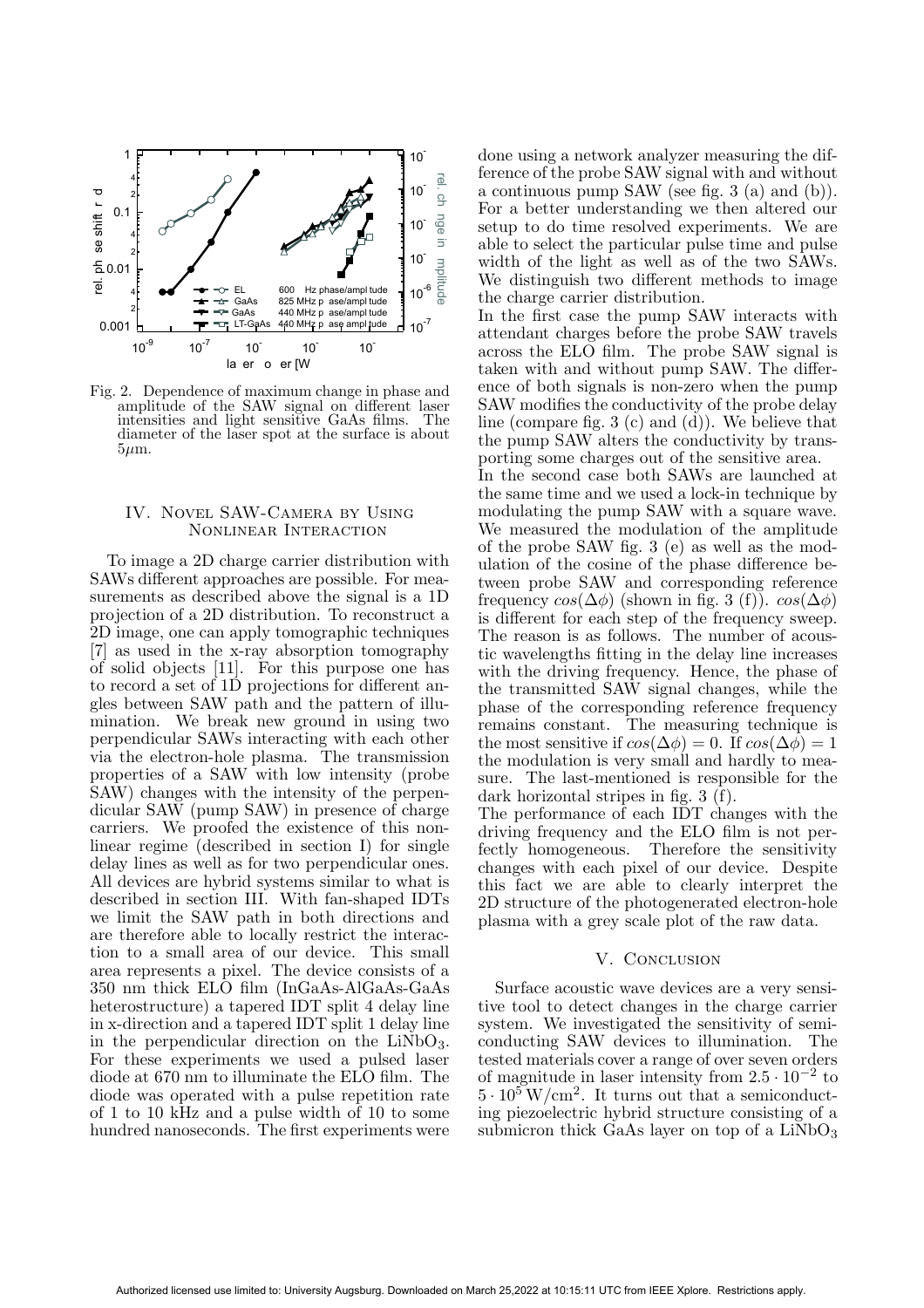Fig. 2. Dependence of maximum change in phase and amplitude of the SAW signal on different laser intensities and light sensitive GaAs films. The diameter of the laser spot at the surface is about $5\mu$m.

## IV. Novel SAW-Camera by Using Nonlinear Interaction

To image a 2D charge carrier distribution with SAWs different approaches are possible. For measurements as described above the signal is a 1D projection of a 2D distribution. To reconstruct a 2D image, one can apply tomographic techniques [7] as used in the x-ray absorption tomography of solid objects [11]. For this purpose one has to record a set of 1D projections for different angles between SAW path and the pattern of illumination. We break new ground in using two perpendicular SAWs interacting with each other via the electron-hole plasma. The transmission properties of a SAW with low intensity (probe SAW) changes with the intensity of the perpendicular SAW (pump SAW) in presence of charge carriers. We proofed the existence of this nonlinear regime (described in section I) for single delay lines as well as for two perpendicular ones. All devices are hybrid systems similar to what is described in section III. With fan-shaped IDTs we limit the SAW path in both directions and are therefore able to locally restrict the interaction to a small area of our device. This small area represents a pixel. The device consists of a 350 nm thick ELO film (InGaAs-AlGaAs-GaAs heterostructure) a tapered IDT split 4 delay line in x-direction and a tapered IDT split 1 delay line in the perpendicular direction on the $LiNbO_3$. For these experiments we used a pulsed laser diode at 670 nm to illuminate the ELO film. The diode was operated with a pulse repetition rate of 1 to 10 kHz and a pulse width of 10 to some hundred nanoseconds. The first experiments were done using a network analyzer measuring the difference of the probe SAW signal with and without a continuous pump SAW (see fig. 3 (a) and (b)). For a better understanding we then altered our setup to do time resolved experiments. We are able to select the particular pulse time and pulse width of the light as well as of the two SAWs. We distinguish two different methods to image the charge carrier distribution.

In the first case the pump SAW interacts with attendant charges before the probe SAW travels across the ELO film. The probe SAW signal is taken with and without pump SAW. The difference of both signals is non-zero when the pump SAW modifies the conductivity of the probe delay line (compare fig. 3 (c) and (d)). We believe that the pump SAW alters the conductivity by transporting some charges out of the sensitive area.

In the second case both SAWs are launched at the same time and we used a lock-in technique by modulating the pump SAW with a square wave. We measured the modulation of the amplitude of the probe SAW fig. 3 (e) as well as the modulation of the cosine of the phase difference between probe SAW and corresponding reference frequency $cos(\Delta\phi)$ (shown in fig. 3 (f)). $cos(\Delta\phi)$ is different for each step of the frequency sweep. The reason is as follows. The number of acoustic wavelengths fitting in the delay line increases with the driving frequency. Hence, the phase of the transmitted SAW signal changes, while the phase of the corresponding reference frequency remains constant. The measuring technique is the most sensitive if $cos(\Delta\phi) = 0$. If $cos(\Delta\phi) = 1$ the modulation is very small and hardly to measure. The last-mentioned is responsible for the dark horizontal stripes in fig. 3 (f).

The performance of each IDT changes with the driving frequency and the ELO film is not perfectly homogeneous. Therefore the sensitivity changes with each pixel of our device. Despite this fact we are able to clearly interpret the 2D structure of the photogenerated electron-hole plasma with a grey scale plot of the raw data.

## V. Conclusion

Surface acoustic wave devices are a very sensitive tool to detect changes in the charge carrier system. We investigated the sensitivity of semiconducting SAW devices to illumination. The tested materials cover a range of over seven orders of magnitude in laser intensity from $2.5 \cdot 10^{-2}$ to $5 \cdot 10^5\,\mathrm{W/cm^2}$. It turns out that a semiconducting piezoelectric hybrid structure consisting of a submicron thick GaAs layer on top of a $LiNbO_3$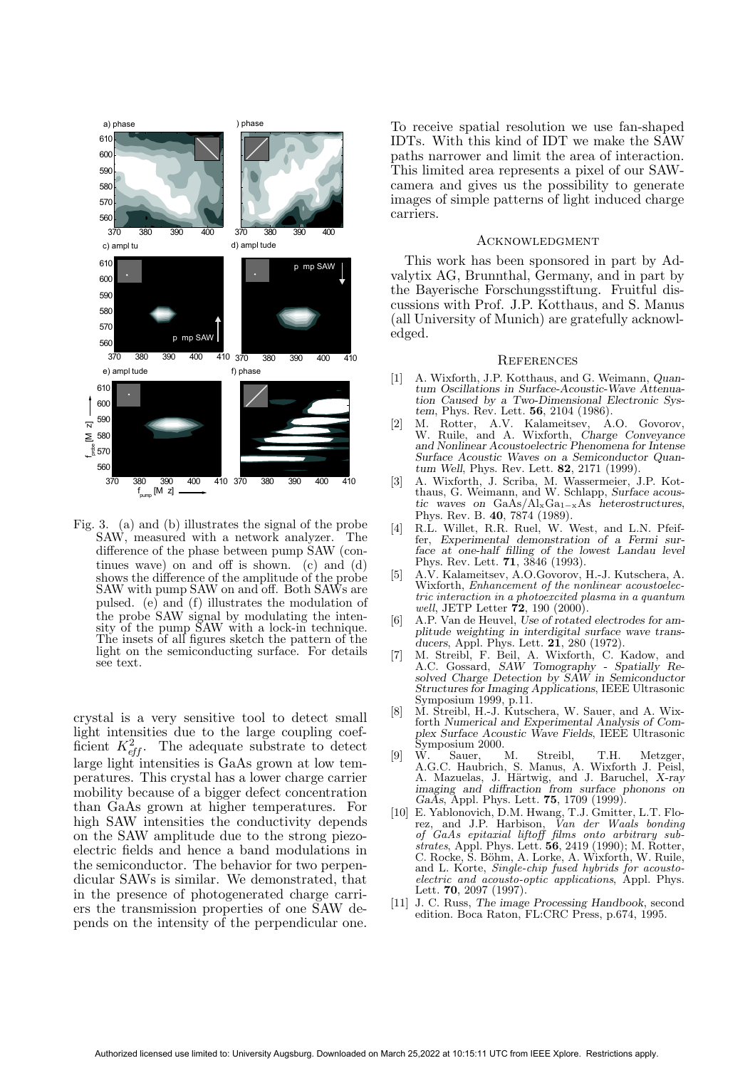a) phase

) phase

610
600
590
580
570
560
370 380 390 400

370 380 390 400

c) ampl tu

d) ampl tude

610
600
590
580
570
560
370 380 390 400 410

p mp SAW

370 380 390 400 410

p mp SAW

e) ampl tude

f) phase

610
600
590
580
570
560
370 380 390 400 410

370 380 390 400 410

f[probe] [M z]

f[pump] [M z]

Fig. 3. (a) and (b) illustrates the signal of the probe SAW, measured with a network analyzer. The difference of the phase between pump SAW (continues wave) on and off is shown. (c) and (d) shows the difference of the amplitude of the probe SAW with pump SAW on and off. Both SAWs are pulsed. (e) and (f) illustrates the modulation of the probe SAW signal by modulating the intensity of the pump SAW with a lock-in technique. The insets of all figures sketch the pattern of the light on the semiconducting surface. For details see text.

crystal is a very sensitive tool to detect small light intensities due to the large coupling coefficient $K^2_{eff}$. The adequate substrate to detect large light intensities is GaAs grown at low temperatures. This crystal has a lower charge carrier mobility because of a bigger defect concentration than GaAs grown at higher temperatures. For high SAW intensities the conductivity depends on the SAW amplitude due to the strong piezoelectric fields and hence a band modulations in the semiconductor. The behavior for two perpendicular SAWs is similar. We demonstrated, that in the presence of photogenerated charge carriers the transmission properties of one SAW depends on the intensity of the perpendicular one.

To receive spatial resolution we use fan-shaped IDTs. With this kind of IDT we make the SAW paths narrower and limit the area of interaction. This limited area represents a pixel of our SAW-camera and gives us the possibility to generate images of simple patterns of light induced charge carriers.

## Acknowledgment

This work has been sponsored in part by Advalytix AG, Brunnthal, Germany, and in part by the Bayerische Forschungsstiftung. Fruitful discussions with Prof. J.P. Kotthaus, and S. Manus (all University of Munich) are gratefully acknowledged.

## References

[1] A. Wixforth, J.P. Kotthaus, and G. Weimann, *Quantum Oscillations in Surface-Acoustic-Wave Attenuation Caused by a Two-Dimensional Electronic System*, Phys. Rev. Lett. **56**, 2104 (1986).

[2] M. Rotter, A.V. Kalameitsev, A.O. Govorov, W. Ruile, and A. Wixforth, *Charge Conveyance and Nonlinear Acoustoelectric Phenomena for Intense Surface Acoustic Waves on a Semiconductor Quantum Well*, Phys. Rev. Lett. **82**, 2171 (1999).

[3] A. Wixforth, J. Scriba, M. Wassermeier, J.P. Kotthaus, G. Weimann, and W. Schlapp, *Surface acoustic waves on* $GaAs/Al_xGa_{1-x}As$ *heterostructures*, Phys. Rev. B. **40**, 7874 (1989).

[4] R.L. Willet, R.R. Ruel, W. West, and L.N. Pfeiffer, *Experimental demonstration of a Fermi surface at one-half filling of the lowest Landau level* Phys. Rev. Lett. **71**, 3846 (1993).

[5] A.V. Kalameitsev, A.O.Govorov, H.-J. Kutschera, A. Wixforth, *Enhancement of the nonlinear acoustoelectric interaction in a photoexcited plasma in a quantum well*, JETP Letter **72**, 190 (2000).

[6] A.P. Van de Heuvel, *Use of rotated electrodes for amplitude weighting in interdigital surface wave transducers*, Appl. Phys. Lett. **21**, 280 (1972).

[7] M. Streibl, F. Beil, A. Wixforth, C. Kadow, and A.C. Gossard, *SAW Tomography - Spatially Resolved Charge Detection by SAW in Semiconductor Structures for Imaging Applications*, IEEE Ultrasonic Symposium 1999, p.11.

[8] M. Streibl, H.-J. Kutschera, W. Sauer, and A. Wixforth *Numerical and Experimental Analysis of Complex Surface Acoustic Wave Fields*, IEEE Ultrasonic Symposium 2000.

[9] W. Sauer, M. Streibl, T.H. Metzger, A.G.C. Haubrich, S. Manus, A. Wixforth J. Peisl, A. Mazuelas, J. Härtwig, and J. Baruchel, *X-ray imaging and diffraction from surface phonons on GaAs*, Appl. Phys. Lett. **75**, 1709 (1999).

[10] E. Yablonovitch, D.M. Hwang, T.J. Gmitter, L.T. Florez, and J.P. Harbison, *Van der Waals bonding of GaAs epitaxial liftoff films onto arbitrary substrates*, Appl. Phys. Lett. **56**, 2419 (1990); M. Rotter, C. Rocke, S. Böhm, A. Lorke, A. Wixforth, W. Ruile, and L. Korte, *Single-chip fused hybrids for acousto-electric and acousto-optic applications*, Appl. Phys. Lett. **70**, 2097 (1997).

[11] J. C. Russ, *The image Processing Handbook*, second edition. Boca Raton, FL:CRC Press, p.674, 1995.